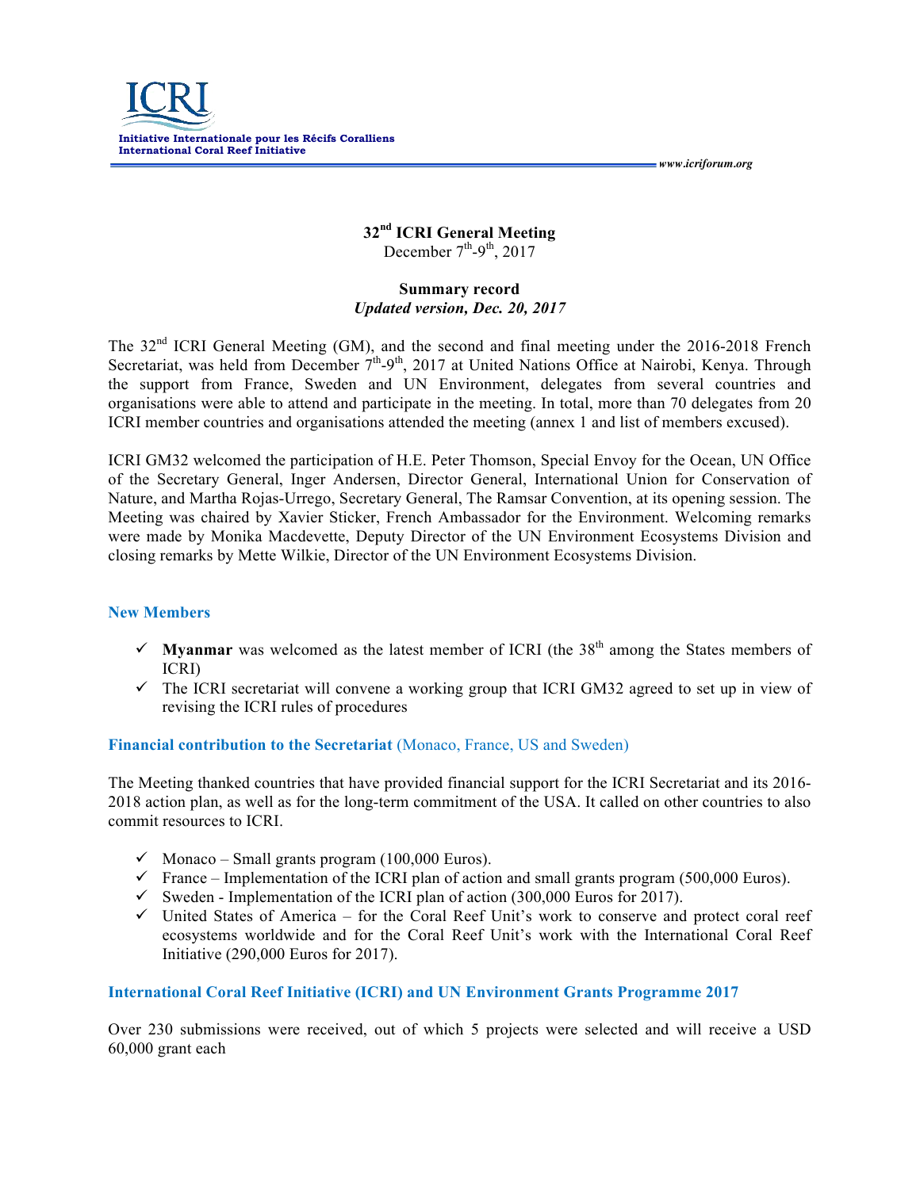Initiative Internationale pour les Récifs Coralliens
International Coral Reef Initiative

www.icriforum.org

# 32nd ICRI General Meeting

December 7th-9th, 2017

**Summary record**

***Updated version, Dec. 20, 2017***

The 32nd ICRI General Meeting (GM), and the second and final meeting under the 2016-2018 French Secretariat, was held from December 7th-9th, 2017 at United Nations Office at Nairobi, Kenya. Through the support from France, Sweden and UN Environment, delegates from several countries and organisations were able to attend and participate in the meeting. In total, more than 70 delegates from 20 ICRI member countries and organisations attended the meeting (annex 1 and list of members excused).

ICRI GM32 welcomed the participation of H.E. Peter Thomson, Special Envoy for the Ocean, UN Office of the Secretary General, Inger Andersen, Director General, International Union for Conservation of Nature, and Martha Rojas-Urrego, Secretary General, The Ramsar Convention, at its opening session. The Meeting was chaired by Xavier Sticker, French Ambassador for the Environment. Welcoming remarks were made by Monika Macdevette, Deputy Director of the UN Environment Ecosystems Division and closing remarks by Mette Wilkie, Director of the UN Environment Ecosystems Division.

## New Members

- ✓ **Myanmar** was welcomed as the latest member of ICRI (the 38th among the States members of ICRI)
- ✓ The ICRI secretariat will convene a working group that ICRI GM32 agreed to set up in view of revising the ICRI rules of procedures

## Financial contribution to the Secretariat (Monaco, France, US and Sweden)

The Meeting thanked countries that have provided financial support for the ICRI Secretariat and its 2016-2018 action plan, as well as for the long-term commitment of the USA. It called on other countries to also commit resources to ICRI.

- ✓ Monaco – Small grants program (100,000 Euros).
- ✓ France – Implementation of the ICRI plan of action and small grants program (500,000 Euros).
- ✓ Sweden - Implementation of the ICRI plan of action (300,000 Euros for 2017).
- ✓ United States of America – for the Coral Reef Unit's work to conserve and protect coral reef ecosystems worldwide and for the Coral Reef Unit's work with the International Coral Reef Initiative (290,000 Euros for 2017).

## International Coral Reef Initiative (ICRI) and UN Environment Grants Programme 2017

Over 230 submissions were received, out of which 5 projects were selected and will receive a USD 60,000 grant each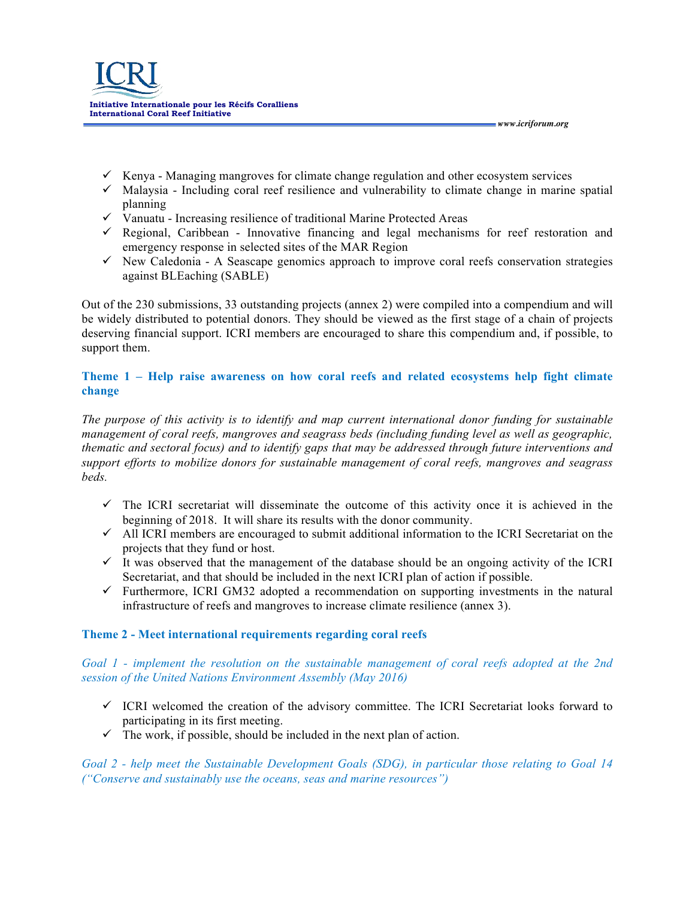- ✓ Kenya - Managing mangroves for climate change regulation and other ecosystem services
- ✓ Malaysia - Including coral reef resilience and vulnerability to climate change in marine spatial planning
- ✓ Vanuatu - Increasing resilience of traditional Marine Protected Areas
- ✓ Regional, Caribbean - Innovative financing and legal mechanisms for reef restoration and emergency response in selected sites of the MAR Region
- ✓ New Caledonia - A Seascape genomics approach to improve coral reefs conservation strategies against BLEaching (SABLE)

Out of the 230 submissions, 33 outstanding projects (annex 2) were compiled into a compendium and will be widely distributed to potential donors. They should be viewed as the first stage of a chain of projects deserving financial support. ICRI members are encouraged to share this compendium and, if possible, to support them.

### Theme 1 – Help raise awareness on how coral reefs and related ecosystems help fight climate change

*The purpose of this activity is to identify and map current international donor funding for sustainable management of coral reefs, mangroves and seagrass beds (including funding level as well as geographic, thematic and sectoral focus) and to identify gaps that may be addressed through future interventions and support efforts to mobilize donors for sustainable management of coral reefs, mangroves and seagrass beds.*

- ✓ The ICRI secretariat will disseminate the outcome of this activity once it is achieved in the beginning of 2018. It will share its results with the donor community.
- ✓ All ICRI members are encouraged to submit additional information to the ICRI Secretariat on the projects that they fund or host.
- ✓ It was observed that the management of the database should be an ongoing activity of the ICRI Secretariat, and that should be included in the next ICRI plan of action if possible.
- ✓ Furthermore, ICRI GM32 adopted a recommendation on supporting investments in the natural infrastructure of reefs and mangroves to increase climate resilience (annex 3).

### Theme 2 - Meet international requirements regarding coral reefs

*Goal 1 - implement the resolution on the sustainable management of coral reefs adopted at the 2nd session of the United Nations Environment Assembly (May 2016)*

- ✓ ICRI welcomed the creation of the advisory committee. The ICRI Secretariat looks forward to participating in its first meeting.
- ✓ The work, if possible, should be included in the next plan of action.

*Goal 2 - help meet the Sustainable Development Goals (SDG), in particular those relating to Goal 14 ("Conserve and sustainably use the oceans, seas and marine resources")*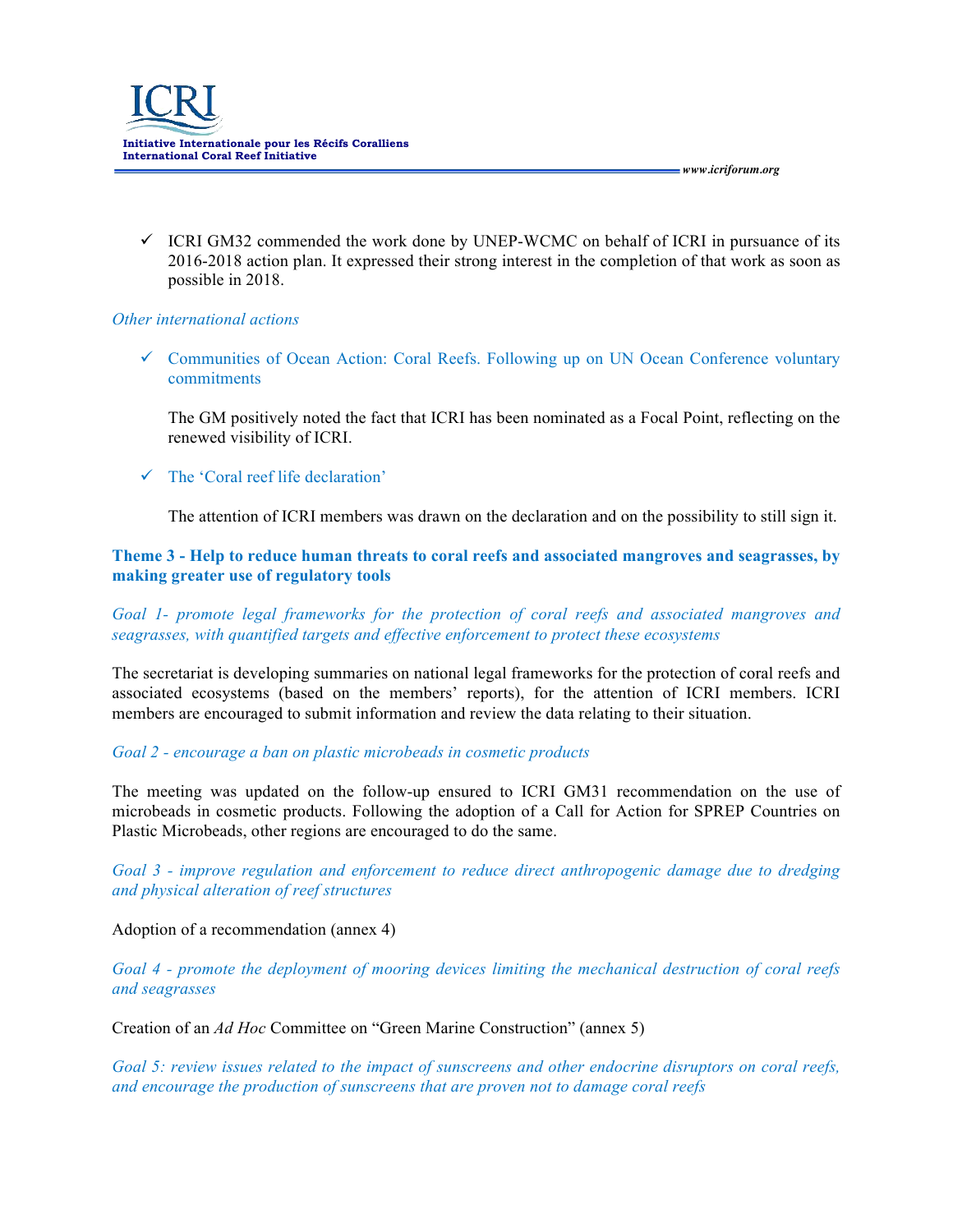- ✓ ICRI GM32 commended the work done by UNEP-WCMC on behalf of ICRI in pursuance of its 2016-2018 action plan. It expressed their strong interest in the completion of that work as soon as possible in 2018.

*Other international actions*

- ✓ Communities of Ocean Action: Coral Reefs. Following up on UN Ocean Conference voluntary commitments

  The GM positively noted the fact that ICRI has been nominated as a Focal Point, reflecting on the renewed visibility of ICRI.

- ✓ The 'Coral reef life declaration'

  The attention of ICRI members was drawn on the declaration and on the possibility to still sign it.

**Theme 3 - Help to reduce human threats to coral reefs and associated mangroves and seagrasses, by making greater use of regulatory tools**

*Goal 1- promote legal frameworks for the protection of coral reefs and associated mangroves and seagrasses, with quantified targets and effective enforcement to protect these ecosystems*

The secretariat is developing summaries on national legal frameworks for the protection of coral reefs and associated ecosystems (based on the members' reports), for the attention of ICRI members. ICRI members are encouraged to submit information and review the data relating to their situation.

*Goal 2 - encourage a ban on plastic microbeads in cosmetic products*

The meeting was updated on the follow-up ensured to ICRI GM31 recommendation on the use of microbeads in cosmetic products. Following the adoption of a Call for Action for SPREP Countries on Plastic Microbeads, other regions are encouraged to do the same.

*Goal 3 - improve regulation and enforcement to reduce direct anthropogenic damage due to dredging and physical alteration of reef structures*

Adoption of a recommendation (annex 4)

*Goal 4 - promote the deployment of mooring devices limiting the mechanical destruction of coral reefs and seagrasses*

Creation of an *Ad Hoc* Committee on "Green Marine Construction" (annex 5)

*Goal 5: review issues related to the impact of sunscreens and other endocrine disruptors on coral reefs, and encourage the production of sunscreens that are proven not to damage coral reefs*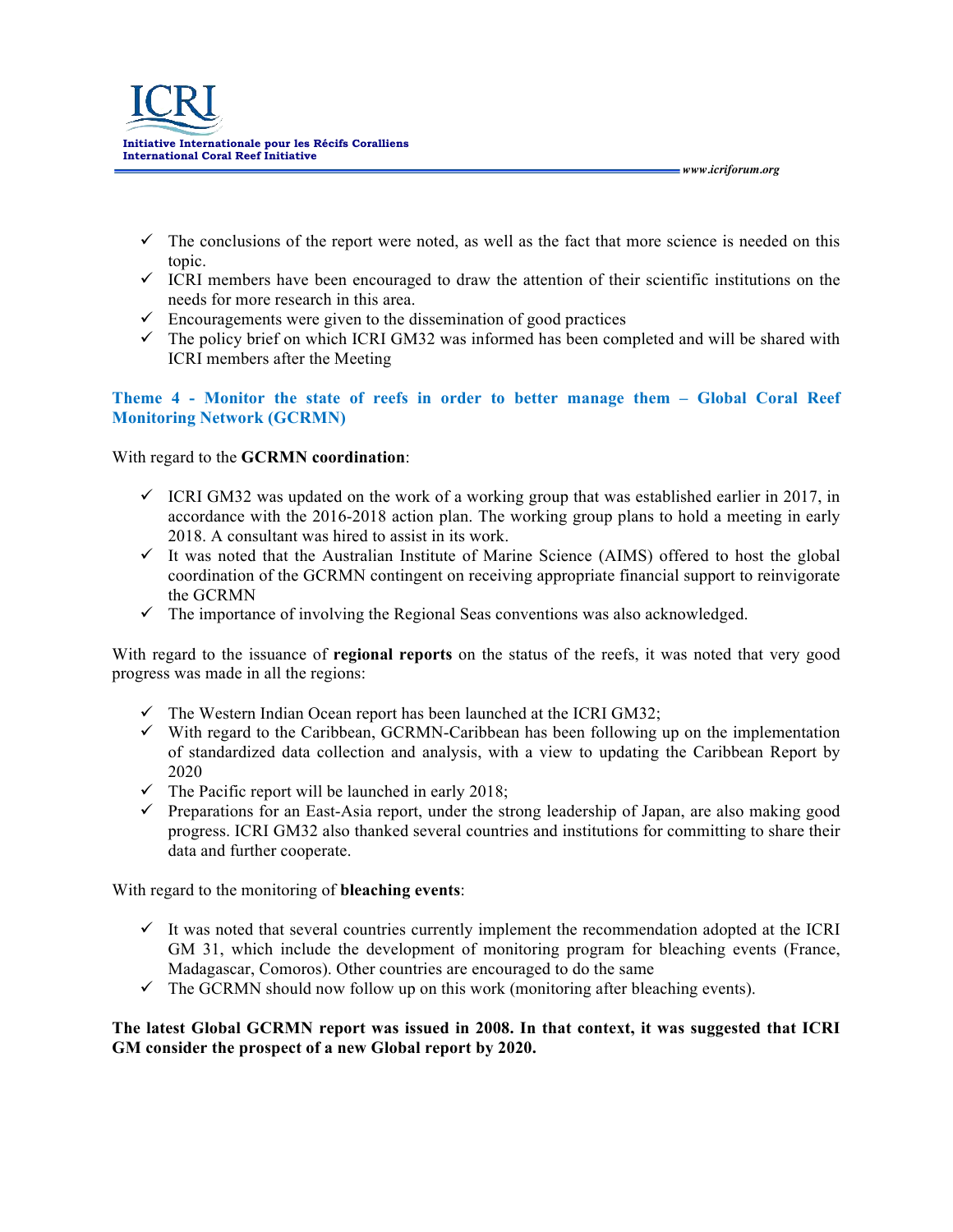- ✓ The conclusions of the report were noted, as well as the fact that more science is needed on this topic.
- ✓ ICRI members have been encouraged to draw the attention of their scientific institutions on the needs for more research in this area.
- ✓ Encouragements were given to the dissemination of good practices
- ✓ The policy brief on which ICRI GM32 was informed has been completed and will be shared with ICRI members after the Meeting

### Theme 4 - Monitor the state of reefs in order to better manage them – Global Coral Reef Monitoring Network (GCRMN)

With regard to the **GCRMN coordination**:

- ✓ ICRI GM32 was updated on the work of a working group that was established earlier in 2017, in accordance with the 2016-2018 action plan. The working group plans to hold a meeting in early 2018. A consultant was hired to assist in its work.
- ✓ It was noted that the Australian Institute of Marine Science (AIMS) offered to host the global coordination of the GCRMN contingent on receiving appropriate financial support to reinvigorate the GCRMN
- ✓ The importance of involving the Regional Seas conventions was also acknowledged.

With regard to the issuance of **regional reports** on the status of the reefs, it was noted that very good progress was made in all the regions:

- ✓ The Western Indian Ocean report has been launched at the ICRI GM32;
- ✓ With regard to the Caribbean, GCRMN-Caribbean has been following up on the implementation of standardized data collection and analysis, with a view to updating the Caribbean Report by 2020
- ✓ The Pacific report will be launched in early 2018;
- ✓ Preparations for an East-Asia report, under the strong leadership of Japan, are also making good progress. ICRI GM32 also thanked several countries and institutions for committing to share their data and further cooperate.

With regard to the monitoring of **bleaching events**:

- ✓ It was noted that several countries currently implement the recommendation adopted at the ICRI GM 31, which include the development of monitoring program for bleaching events (France, Madagascar, Comoros). Other countries are encouraged to do the same
- ✓ The GCRMN should now follow up on this work (monitoring after bleaching events).

**The latest Global GCRMN report was issued in 2008. In that context, it was suggested that ICRI GM consider the prospect of a new Global report by 2020.**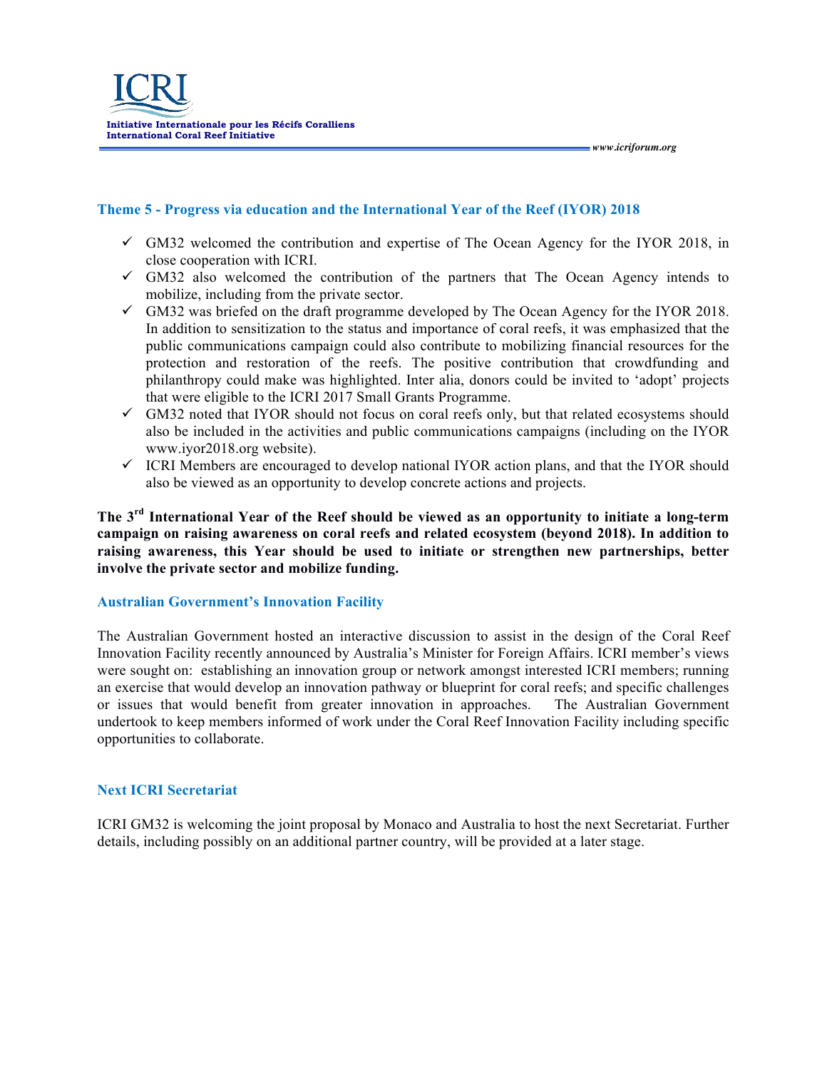### Theme 5 - Progress via education and the International Year of the Reef (IYOR) 2018

- ✓ GM32 welcomed the contribution and expertise of The Ocean Agency for the IYOR 2018, in close cooperation with ICRI.
- ✓ GM32 also welcomed the contribution of the partners that The Ocean Agency intends to mobilize, including from the private sector.
- ✓ GM32 was briefed on the draft programme developed by The Ocean Agency for the IYOR 2018. In addition to sensitization to the status and importance of coral reefs, it was emphasized that the public communications campaign could also contribute to mobilizing financial resources for the protection and restoration of the reefs. The positive contribution that crowdfunding and philanthropy could make was highlighted. Inter alia, donors could be invited to 'adopt' projects that were eligible to the ICRI 2017 Small Grants Programme.
- ✓ GM32 noted that IYOR should not focus on coral reefs only, but that related ecosystems should also be included in the activities and public communications campaigns (including on the IYOR www.iyor2018.org website).
- ✓ ICRI Members are encouraged to develop national IYOR action plans, and that the IYOR should also be viewed as an opportunity to develop concrete actions and projects.

**The 3rd International Year of the Reef should be viewed as an opportunity to initiate a long-term campaign on raising awareness on coral reefs and related ecosystem (beyond 2018). In addition to raising awareness, this Year should be used to initiate or strengthen new partnerships, better involve the private sector and mobilize funding.**

### Australian Government's Innovation Facility

The Australian Government hosted an interactive discussion to assist in the design of the Coral Reef Innovation Facility recently announced by Australia's Minister for Foreign Affairs. ICRI member's views were sought on: establishing an innovation group or network amongst interested ICRI members; running an exercise that would develop an innovation pathway or blueprint for coral reefs; and specific challenges or issues that would benefit from greater innovation in approaches. The Australian Government undertook to keep members informed of work under the Coral Reef Innovation Facility including specific opportunities to collaborate.

### Next ICRI Secretariat

ICRI GM32 is welcoming the joint proposal by Monaco and Australia to host the next Secretariat. Further details, including possibly on an additional partner country, will be provided at a later stage.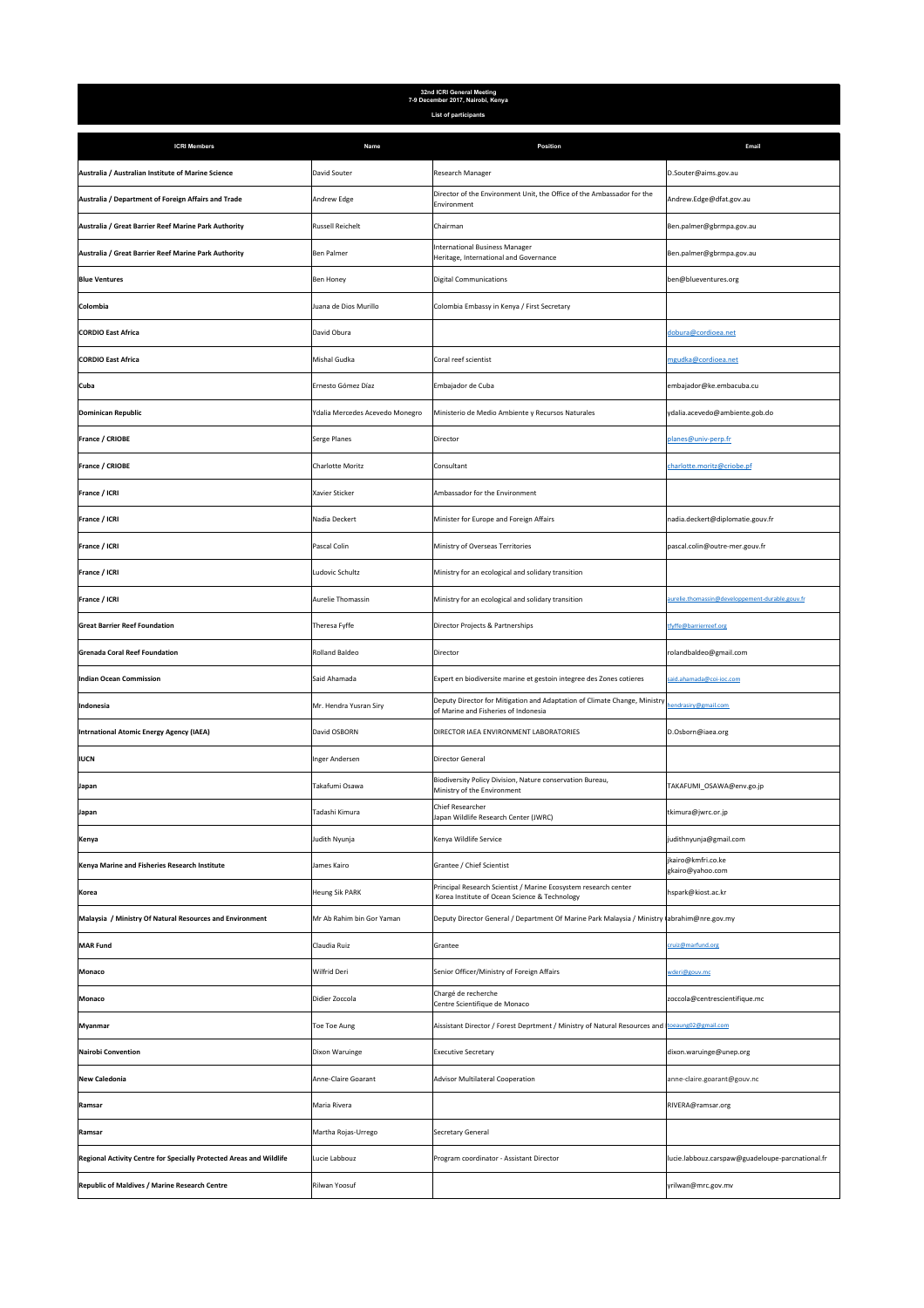**32nd ICRI General Meeting**
**7-9 December 2017, Nairobi, Kenya**

**List of participants**

| ICRI Members | Name | Position | Email |
| --- | --- | --- | --- |
| **Australia / Australian Institute of Marine Science** | David Souter | Research Manager | D.Souter@aims.gov.au |
| **Australia / Department of Foreign Affairs and Trade** | Andrew Edge | Director of the Environment Unit, the Office of the Ambassador for the Environment | Andrew.Edge@dfat.gov.au |
| **Australia / Great Barrier Reef Marine Park Authority** | Russell Reichelt | Chairman | Ben.palmer@gbrmpa.gov.au |
| **Australia / Great Barrier Reef Marine Park Authority** | Ben Palmer | International Business Manager Heritage, International and Governance | Ben.palmer@gbrmpa.gov.au |
| **Blue Ventures** | Ben Honey | Digital Communications | ben@blueventures.org |
| **Colombia** | Juana de Dios Murillo | Colombia Embassy in Kenya / First Secretary | |
| **CORDIO East Africa** | David Obura | | dobura@cordioea.net |
| **CORDIO East Africa** | Mishal Gudka | Coral reef scientist | mgudka@cordioea.net |
| **Cuba** | Ernesto Gómez Díaz | Embajador de Cuba | embajador@ke.embacuba.cu |
| **Dominican Republic** | Ydalia Mercedes Acevedo Monegro | Ministerio de Medio Ambiente y Recursos Naturales | ydalia.acevedo@ambiente.gob.do |
| **France / CRIOBE** | Serge Planes | Director | planes@univ-perp.fr |
| **France / CRIOBE** | Charlotte Moritz | Consultant | charlotte.moritz@criobe.pf |
| **France / ICRI** | Xavier Sticker | Ambassador for the Environment | |
| **France / ICRI** | Nadia Deckert | Minister for Europe and Foreign Affairs | nadia.deckert@diplomatie.gouv.fr |
| **France / ICRI** | Pascal Colin | Ministry of Overseas Territories | pascal.colin@outre-mer.gouv.fr |
| **France / ICRI** | Ludovic Schultz | Ministry for an ecological and solidary transition | |
| **France / ICRI** | Aurelie Thomassin | Ministry for an ecological and solidary transition | aurelie.thomassin@developpement-durable.gouv.fr |
| **Great Barrier Reef Foundation** | Theresa Fyffe | Director Projects & Partnerships | tfyffe@barrierreef.org |
| **Grenada Coral Reef Foundation** | Rolland Baldeo | Director | rolandbaldeo@gmail.com |
| **Indian Ocean Commission** | Said Ahamada | Expert en biodiversite marine et gestoin integree des Zones cotieres | said.ahamada@coi-ioc.com |
| **Indonesia** | Mr. Hendra Yusran Siry | Deputy Director for Mitigation and Adaptation of Climate Change, Ministry of Marine and Fisheries of Indonesia | hendrasiry@gmail.com |
| **Intrnational Atomic Energy Agency (IAEA)** | David OSBORN | DIRECTOR IAEA ENVIRONMENT LABORATORIES | D.Osborn@iaea.org |
| **IUCN** | Inger Andersen | Director General | |
| **Japan** | Takafumi Osawa | Biodiversity Policy Division, Nature conservation Bureau, Ministry of the Environment | TAKAFUMI_OSAWA@env.go.jp |
| **Japan** | Tadashi Kimura | Chief Researcher Japan Wildlife Research Center (JWRC) | tkimura@jwrc.or.jp |
| **Kenya** | Judith Nyunja | Kenya Wildlife Service | judithnyunja@gmail.com |
| **Kenya Marine and Fisheries Research Institute** | James Kairo | Grantee / Chief Scientist | jkairo@kmfri.co.ke gkairo@yahoo.com |
| **Korea** | Heung Sik PARK | Principal Research Scientist / Marine Ecosystem research center Korea Institute of Ocean Science & Technology | hspark@kiost.ac.kr |
| **Malaysia / Ministry Of Natural Resources and Environment** | Mr Ab Rahim bin Gor Yaman | Deputy Director General / Department Of Marine Park Malaysia / Ministry | rabrahim@nre.gov.my |
| **MAR Fund** | Claudia Ruiz | Grantee | cruiz@marfund.org |
| **Monaco** | Wilfrid Deri | Senior Officer/Ministry of Foreign Affairs | wderi@gouv.mc |
| **Monaco** | Didier Zoccola | Chargé de recherche Centre Scientifique de Monaco | zoccola@centrescientifique.mc |
| **Myanmar** | Toe Toe Aung | Aissistant Director / Forest Deprtment / Ministry of Natural Resources and | toeaung02@gmail.com |
| **Nairobi Convention** | Dixon Waruinge | Executive Secretary | dixon.waruinge@unep.org |
| **New Caledonia** | Anne-Claire Goarant | Advisor Multilateral Cooperation | anne-claire.goarant@gouv.nc |
| **Ramsar** | Maria Rivera | | RIVERA@ramsar.org |
| **Ramsar** | Martha Rojas-Urrego | Secretary General | |
| **Regional Activity Centre for Specially Protected Areas and Wildlife** | Lucie Labbouz | Program coordinator - Assistant Director | lucie.labbouz.carspaw@guadeloupe-parcnational.fr |
| **Republic of Maldives / Marine Research Centre** | Rilwan Yoosuf | | yrilwan@mrc.gov.mv |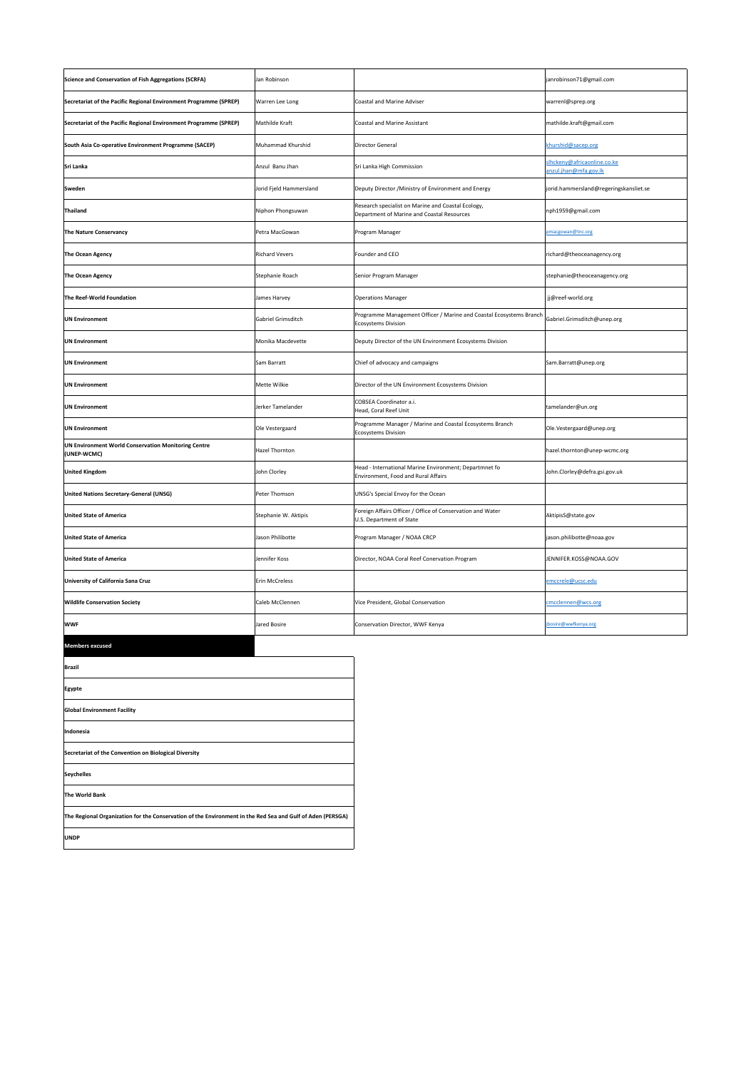| | | | |
|---|---|---|---|
| **Science and Conservation of Fish Aggregations (SCRFA)** | Jan Robinson | | janrobinson71@gmail.com |
| **Secretariat of the Pacific Regional Environment Programme (SPREP)** | Warren Lee Long | Coastal and Marine Adviser | warrenl@sprep.org |
| **Secretariat of the Pacific Regional Environment Programme (SPREP)** | Mathilde Kraft | Coastal and Marine Assistant | mathilde.kraft@gmail.com |
| **South Asia Co-operative Environment Programme (SACEP)** | Muhammad Khurshid | Director General | khurshid@sacep.org |
| **Sri Lanka** | Anzul Banu Jhan | Sri Lanka High Commission | slhckeny@africaonline.co.ke<br>anzul.jhan@mfa.gov.lk |
| **Sweden** | Jorid Fjeld Hammersland | Deputy Director /Ministry of Environment and Energy | jorid.hammersland@regeringskansliet.se |
| **Thailand** | Niphon Phongsuwan | Research specialist on Marine and Coastal Ecology, Department of Marine and Coastal Resources | nph1959@gmail.com |
| **The Nature Conservancy** | Petra MacGowan | Program Manager | pmacgowan@tnc.org |
| **The Ocean Agency** | Richard Vevers | Founder and CEO | richard@theoceanagency.org |
| **The Ocean Agency** | Stephanie Roach | Senior Program Manager | stephanie@theoceanagency.org |
| **The Reef-World Foundation** | James Harvey | Operations Manager | jj@reef-world.org |
| **UN Environment** | Gabriel Grimsditch | Programme Management Officer / Marine and Coastal Ecosystems Branch Ecosystems Division | Gabriel.Grimsditch@unep.org |
| **UN Environment** | Monika Macdevette | Deputy Director of the UN Environment Ecosystems Division | |
| **UN Environment** | Sam Barratt | Chief of advocacy and campaigns | Sam.Barratt@unep.org |
| **UN Environment** | Mette Wilkie | Director of the UN Environment Ecosystems Division | |
| **UN Environment** | Jerker Tamelander | COBSEA Coordinator a.i.<br>Head, Coral Reef Unit | tamelander@un.org |
| **UN Environment** | Ole Vestergaard | Programme Manager / Marine and Coastal Ecosystems Branch Ecosystems Division | Ole.Vestergaard@unep.org |
| **UN Environment World Conservation Monitoring Centre (UNEP-WCMC)** | Hazel Thornton | | hazel.thornton@unep-wcmc.org |
| **United Kingdom** | John Clorley | Head - International Marine Environment; Departmnet fo Environment, Food and Rural Affairs | John.Clorley@defra.gsi.gov.uk |
| **United Nations Secretary-General (UNSG)** | Peter Thomson | UNSG's Special Envoy for the Ocean | |
| **United State of America** | Stephanie W. Aktipis | Foreign Affairs Officer / Office of Conservation and Water U.S. Department of State | AktipisS@state.gov |
| **United State of America** | Jason Philibotte | Program Manager / NOAA CRCP | jason.philibotte@noaa.gov |
| **United State of America** | Jennifer Koss | Director, NOAA Coral Reef Convervation Program | JENNIFER.KOSS@NOAA.GOV |
| **University of California Sana Cruz** | Erin McCreless | | emccrele@ucsc.edu |
| **Wildlife Conservation Society** | Caleb McClennen | Vice President, Global Conservation | cmcclennen@wcs.org |
| **WWF** | Jared Bosire | Conservation Director, WWF Kenya | jbosire@wwfkenya.org |

| **Members excused** |
|---|
| **Brazil** |
| **Egypte** |
| **Global Environment Facility** |
| **Indonesia** |
| **Secretariat of the Convention on Biological Diversity** |
| **Seychelles** |
| **The World Bank** |
| **The Regional Organization for the Conservation of the Environment in the Red Sea and Gulf of Aden (PERSGA)** |
| **UNDP** |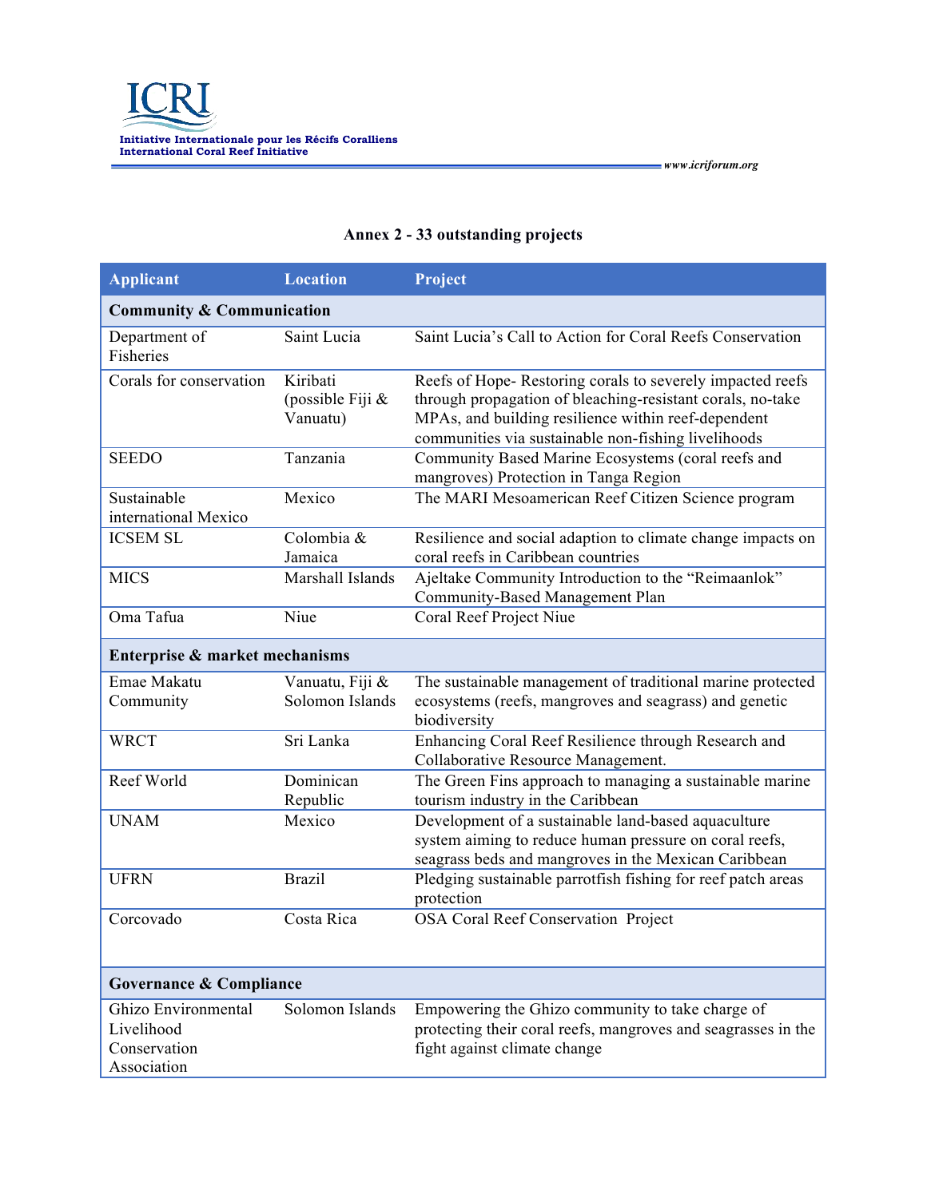### Annex 2 - 33 outstanding projects

| Applicant | Location | Project |
|---|---|---|
| **Community & Communication** | | |
| Department of Fisheries | Saint Lucia | Saint Lucia's Call to Action for Coral Reefs Conservation |
| Corals for conservation | Kiribati (possible Fiji & Vanuatu) | Reefs of Hope- Restoring corals to severely impacted reefs through propagation of bleaching-resistant corals, no-take MPAs, and building resilience within reef-dependent communities via sustainable non-fishing livelihoods |
| SEEDO | Tanzania | Community Based Marine Ecosystems (coral reefs and mangroves) Protection in Tanga Region |
| Sustainable international Mexico | Mexico | The MARI Mesoamerican Reef Citizen Science program |
| ICSEM SL | Colombia & Jamaica | Resilience and social adaption to climate change impacts on coral reefs in Caribbean countries |
| MICS | Marshall Islands | Ajeltake Community Introduction to the "Reimaanlok" Community-Based Management Plan |
| Oma Tafua | Niue | Coral Reef Project Niue |
| **Enterprise & market mechanisms** | | |
| Emae Makatu Community | Vanuatu, Fiji & Solomon Islands | The sustainable management of traditional marine protected ecosystems (reefs, mangroves and seagrass) and genetic biodiversity |
| WRCT | Sri Lanka | Enhancing Coral Reef Resilience through Research and Collaborative Resource Management. |
| Reef World | Dominican Republic | The Green Fins approach to managing a sustainable marine tourism industry in the Caribbean |
| UNAM | Mexico | Development of a sustainable land-based aquaculture system aiming to reduce human pressure on coral reefs, seagrass beds and mangroves in the Mexican Caribbean |
| UFRN | Brazil | Pledging sustainable parrotfish fishing for reef patch areas protection |
| Corcovado | Costa Rica | OSA Coral Reef Conservation Project |
| **Governance & Compliance** | | |
| Ghizo Environmental Livelihood Conservation Association | Solomon Islands | Empowering the Ghizo community to take charge of protecting their coral reefs, mangroves and seagrasses in the fight against climate change |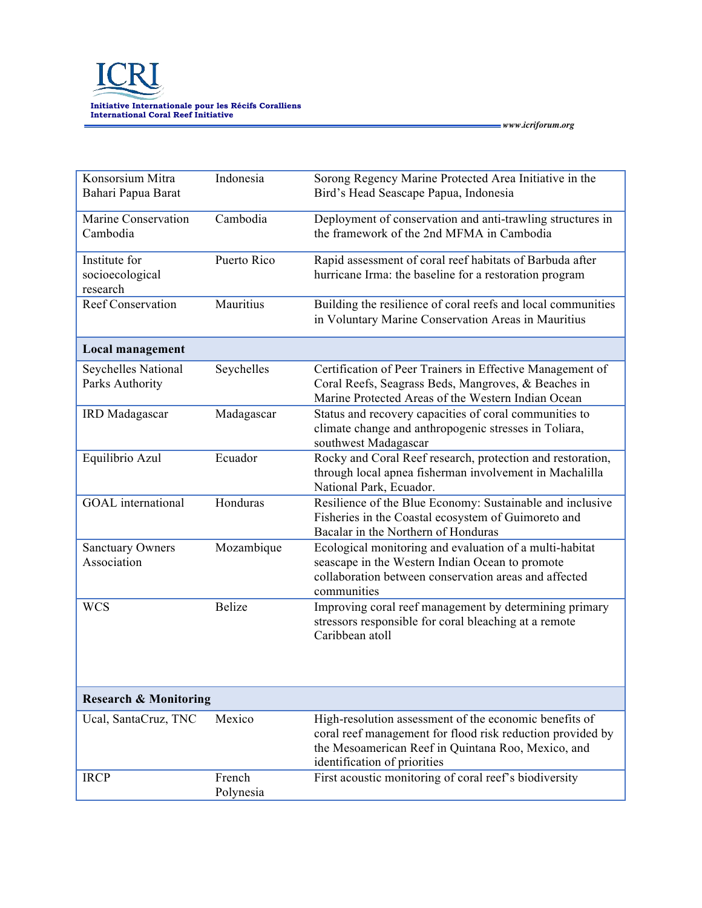| | | |
|---|---|---|
| Konsorsium Mitra Bahari Papua Barat | Indonesia | Sorong Regency Marine Protected Area Initiative in the Bird's Head Seascape Papua, Indonesia |
| Marine Conservation Cambodia | Cambodia | Deployment of conservation and anti-trawling structures in the framework of the 2nd MFMA in Cambodia |
| Institute for socioecological research | Puerto Rico | Rapid assessment of coral reef habitats of Barbuda after hurricane Irma: the baseline for a restoration program |
| Reef Conservation | Mauritius | Building the resilience of coral reefs and local communities in Voluntary Marine Conservation Areas in Mauritius |
| **Local management** | | |
| Seychelles National Parks Authority | Seychelles | Certification of Peer Trainers in Effective Management of Coral Reefs, Seagrass Beds, Mangroves, & Beaches in Marine Protected Areas of the Western Indian Ocean |
| IRD Madagascar | Madagascar | Status and recovery capacities of coral communities to climate change and anthropogenic stresses in Toliara, southwest Madagascar |
| Equilibrio Azul | Ecuador | Rocky and Coral Reef research, protection and restoration, through local apnea fisherman involvement in Machalilla National Park, Ecuador. |
| GOAL international | Honduras | Resilience of the Blue Economy: Sustainable and inclusive Fisheries in the Coastal ecosystem of Guimoreto and Bacalar in the Northern of Honduras |
| Sanctuary Owners Association | Mozambique | Ecological monitoring and evaluation of a multi-habitat seascape in the Western Indian Ocean to promote collaboration between conservation areas and affected communities |
| WCS | Belize | Improving coral reef management by determining primary stressors responsible for coral bleaching at a remote Caribbean atoll |
| **Research & Monitoring** | | |
| Ucal, SantaCruz, TNC | Mexico | High-resolution assessment of the economic benefits of coral reef management for flood risk reduction provided by the Mesoamerican Reef in Quintana Roo, Mexico, and identification of priorities |
| IRCP | French Polynesia | First acoustic monitoring of coral reef's biodiversity |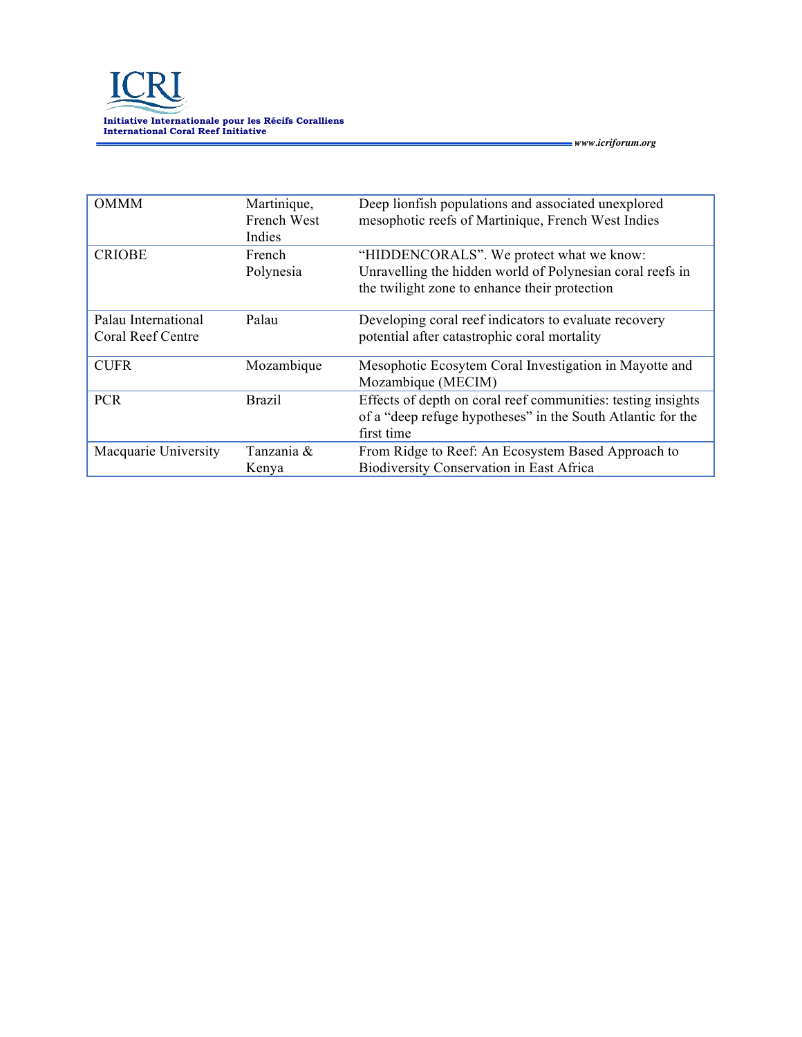| OMMM | Martinique, French West Indies | Deep lionfish populations and associated unexplored mesophotic reefs of Martinique, French West Indies |
|---|---|---|
| CRIOBE | French Polynesia | “HIDDENCORALS”. We protect what we know: Unravelling the hidden world of Polynesian coral reefs in the twilight zone to enhance their protection |
| Palau International Coral Reef Centre | Palau | Developing coral reef indicators to evaluate recovery potential after catastrophic coral mortality |
| CUFR | Mozambique | Mesophotic Ecosytem Coral Investigation in Mayotte and Mozambique (MECIM) |
| PCR | Brazil | Effects of depth on coral reef communities: testing insights of a “deep refuge hypotheses” in the South Atlantic for the first time |
| Macquarie University | Tanzania & Kenya | From Ridge to Reef: An Ecosystem Based Approach to Biodiversity Conservation in East Africa |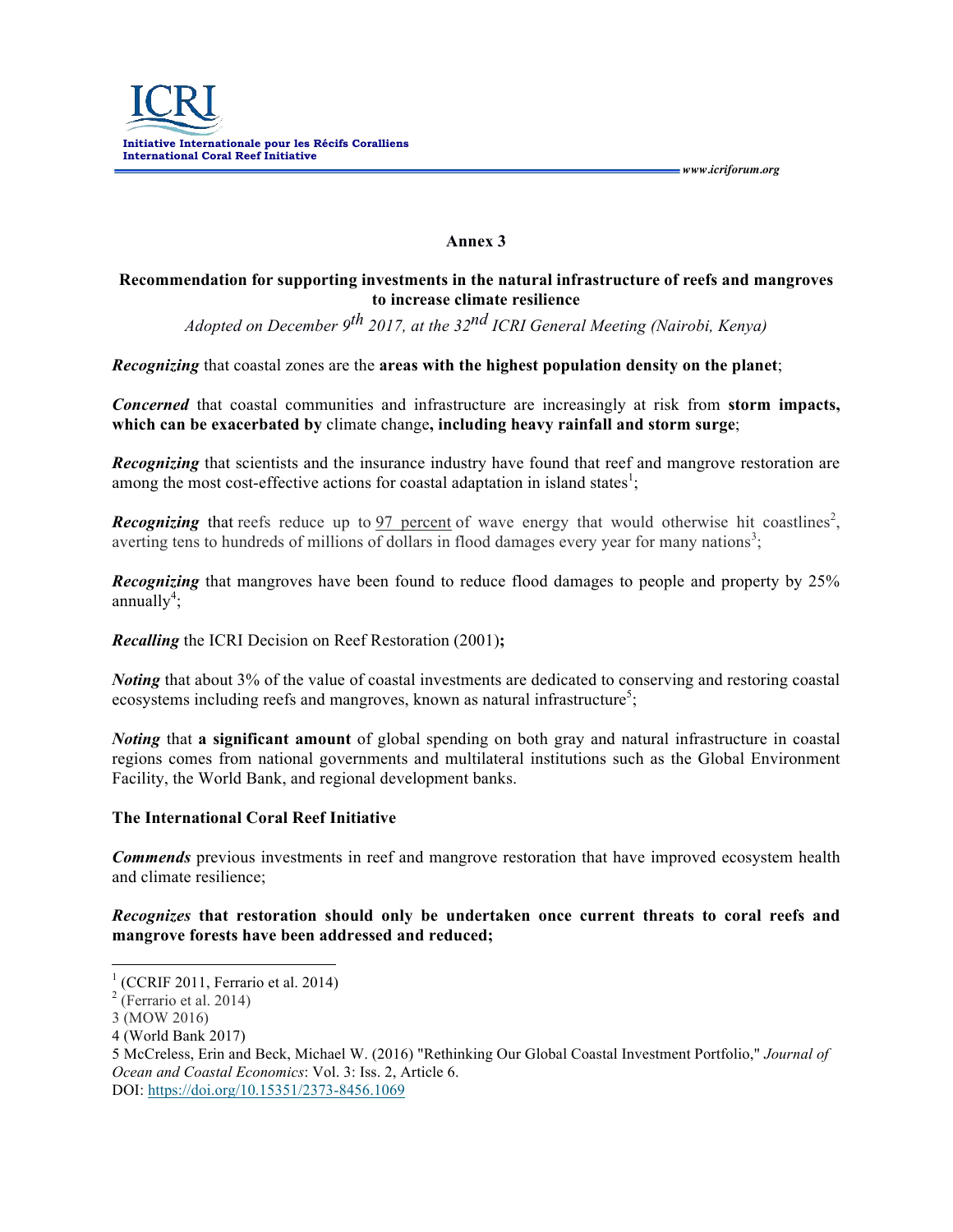## Annex 3

### Recommendation for supporting investments in the natural infrastructure of reefs and mangroves to increase climate resilience

*Adopted on December 9th 2017, at the 32nd ICRI General Meeting (Nairobi, Kenya)*

***Recognizing*** that coastal zones are the **areas with the highest population density on the planet**;

***Concerned*** that coastal communities and infrastructure are increasingly at risk from **storm impacts, which can be exacerbated by** climate change**, including heavy rainfall and storm surge**;

***Recognizing*** that scientists and the insurance industry have found that reef and mangrove restoration are among the most cost-effective actions for coastal adaptation in island states[1];

***Recognizing*** that reefs reduce up to 97 percent of wave energy that would otherwise hit coastlines[2], averting tens to hundreds of millions of dollars in flood damages every year for many nations[3];

***Recognizing*** that mangroves have been found to reduce flood damages to people and property by 25% annually[4];

***Recalling*** the ICRI Decision on Reef Restoration (2001)**;**

***Noting*** that about 3% of the value of coastal investments are dedicated to conserving and restoring coastal ecosystems including reefs and mangroves, known as natural infrastructure[5];

***Noting*** that **a significant amount** of global spending on both gray and natural infrastructure in coastal regions comes from national governments and multilateral institutions such as the Global Environment Facility, the World Bank, and regional development banks.

**The International Coral Reef Initiative**

***Commends*** previous investments in reef and mangrove restoration that have improved ecosystem health and climate resilience;

***Recognizes* that restoration should only be undertaken once current threats to coral reefs and mangrove forests have been addressed and reduced;**

---

1 (CCRIF 2011, Ferrario et al. 2014)

2 (Ferrario et al. 2014)

3 (MOW 2016)

4 (World Bank 2017)

5 McCreless, Erin and Beck, Michael W. (2016) "Rethinking Our Global Coastal Investment Portfolio," *Journal of Ocean and Coastal Economics*: Vol. 3: Iss. 2, Article 6.
DOI: https://doi.org/10.15351/2373-8456.1069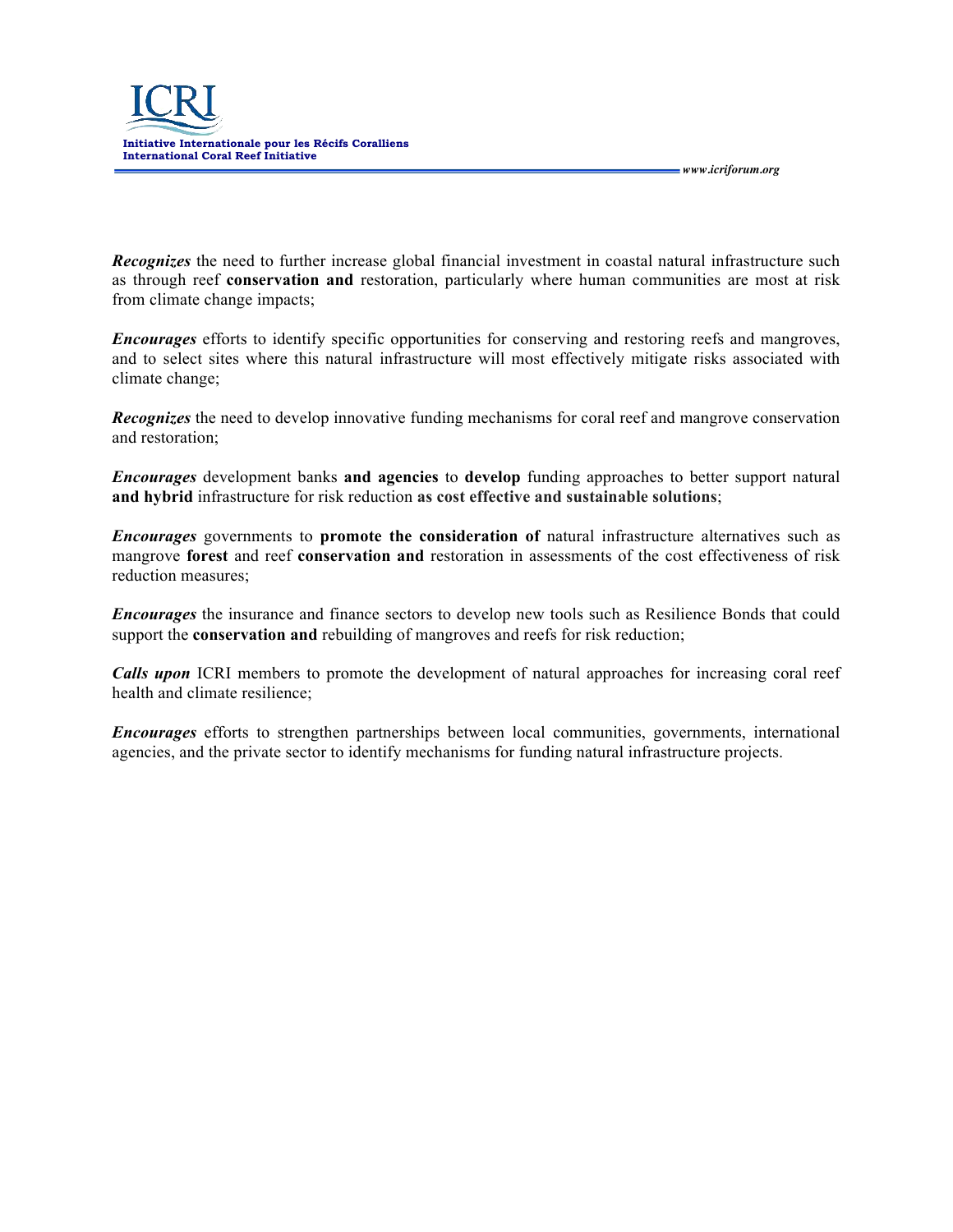***Recognizes*** the need to further increase global financial investment in coastal natural infrastructure such as through reef **conservation and** restoration, particularly where human communities are most at risk from climate change impacts;

***Encourages*** efforts to identify specific opportunities for conserving and restoring reefs and mangroves, and to select sites where this natural infrastructure will most effectively mitigate risks associated with climate change;

***Recognizes*** the need to develop innovative funding mechanisms for coral reef and mangrove conservation and restoration;

***Encourages*** development banks **and agencies** to **develop** funding approaches to better support natural **and hybrid** infrastructure for risk reduction **as cost effective and sustainable solutions**;

***Encourages*** governments to **promote the consideration of** natural infrastructure alternatives such as mangrove **forest** and reef **conservation and** restoration in assessments of the cost effectiveness of risk reduction measures;

***Encourages*** the insurance and finance sectors to develop new tools such as Resilience Bonds that could support the **conservation and** rebuilding of mangroves and reefs for risk reduction;

***Calls upon*** ICRI members to promote the development of natural approaches for increasing coral reef health and climate resilience;

***Encourages*** efforts to strengthen partnerships between local communities, governments, international agencies, and the private sector to identify mechanisms for funding natural infrastructure projects.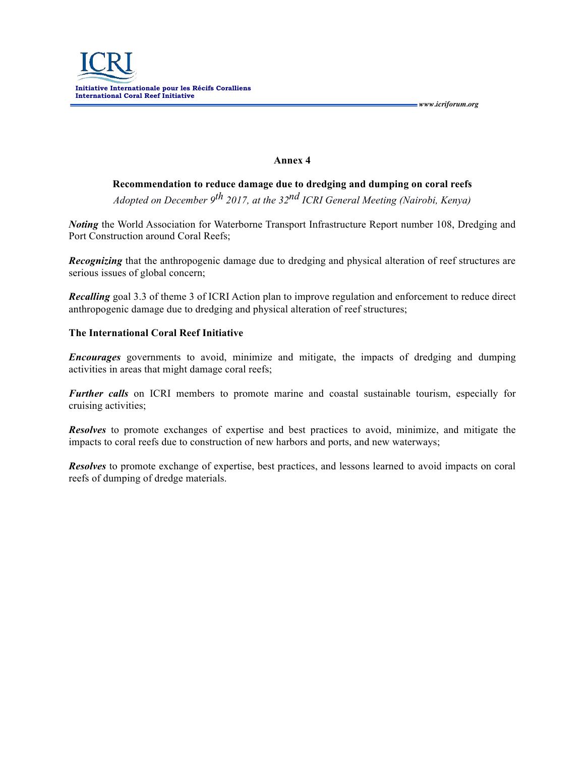## Annex 4

### Recommendation to reduce damage due to dredging and dumping on coral reefs

*Adopted on December 9th 2017, at the 32nd ICRI General Meeting (Nairobi, Kenya)*

***Noting*** the World Association for Waterborne Transport Infrastructure Report number 108, Dredging and Port Construction around Coral Reefs;

***Recognizing*** that the anthropogenic damage due to dredging and physical alteration of reef structures are serious issues of global concern;

***Recalling*** goal 3.3 of theme 3 of ICRI Action plan to improve regulation and enforcement to reduce direct anthropogenic damage due to dredging and physical alteration of reef structures;

**The International Coral Reef Initiative**

***Encourages*** governments to avoid, minimize and mitigate, the impacts of dredging and dumping activities in areas that might damage coral reefs;

***Further calls*** on ICRI members to promote marine and coastal sustainable tourism, especially for cruising activities;

***Resolves*** to promote exchanges of expertise and best practices to avoid, minimize, and mitigate the impacts to coral reefs due to construction of new harbors and ports, and new waterways;

***Resolves*** to promote exchange of expertise, best practices, and lessons learned to avoid impacts on coral reefs of dumping of dredge materials.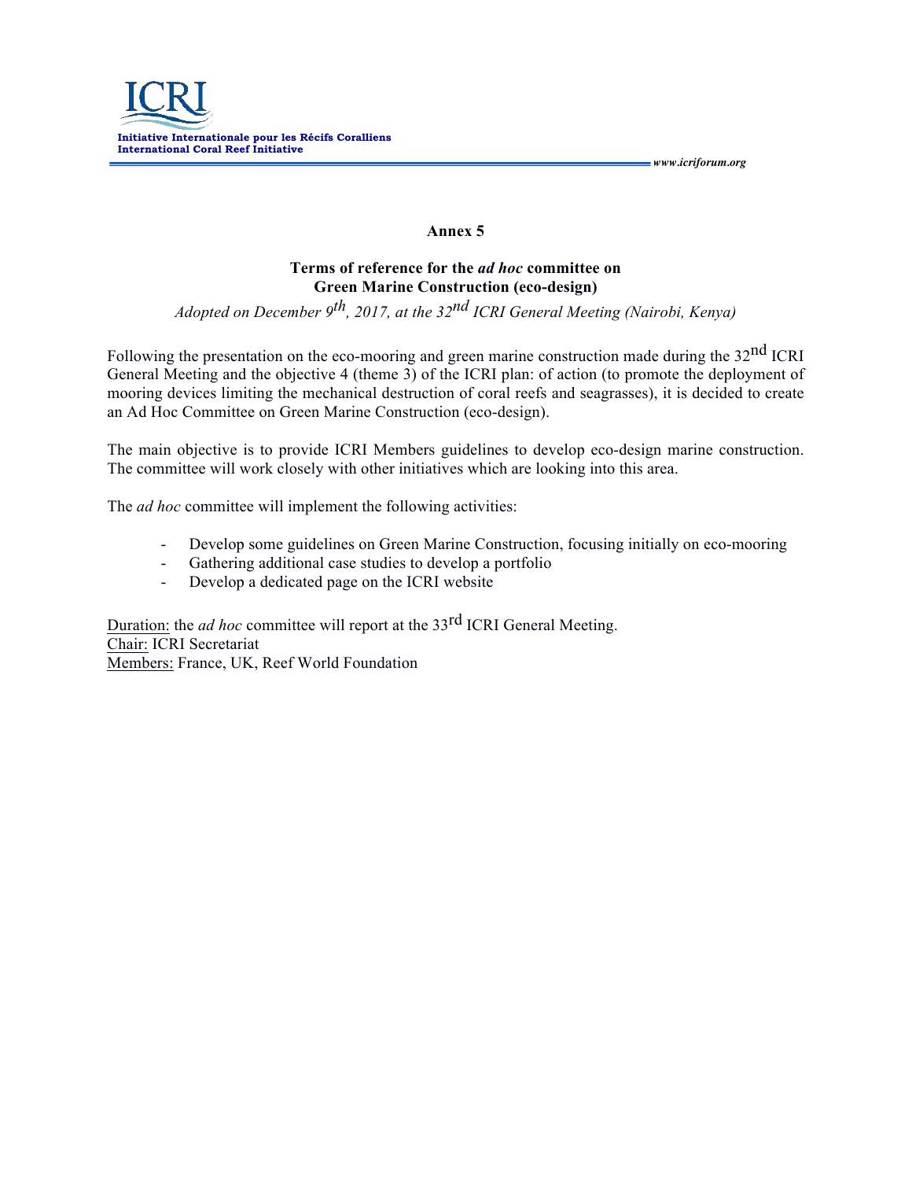**Annex 5**

**Terms of reference for the *ad hoc* committee on Green Marine Construction (eco-design)**

*Adopted on December 9th, 2017, at the 32nd ICRI General Meeting (Nairobi, Kenya)*

Following the presentation on the eco-mooring and green marine construction made during the 32nd ICRI General Meeting and the objective 4 (theme 3) of the ICRI plan: of action (to promote the deployment of mooring devices limiting the mechanical destruction of coral reefs and seagrasses), it is decided to create an Ad Hoc Committee on Green Marine Construction (eco-design).

The main objective is to provide ICRI Members guidelines to develop eco-design marine construction. The committee will work closely with other initiatives which are looking into this area.

The *ad hoc* committee will implement the following activities:

- Develop some guidelines on Green Marine Construction, focusing initially on eco-mooring
- Gathering additional case studies to develop a portfolio
- Develop a dedicated page on the ICRI website

Duration: the *ad hoc* committee will report at the 33rd ICRI General Meeting.
Chair: ICRI Secretariat
Members: France, UK, Reef World Foundation